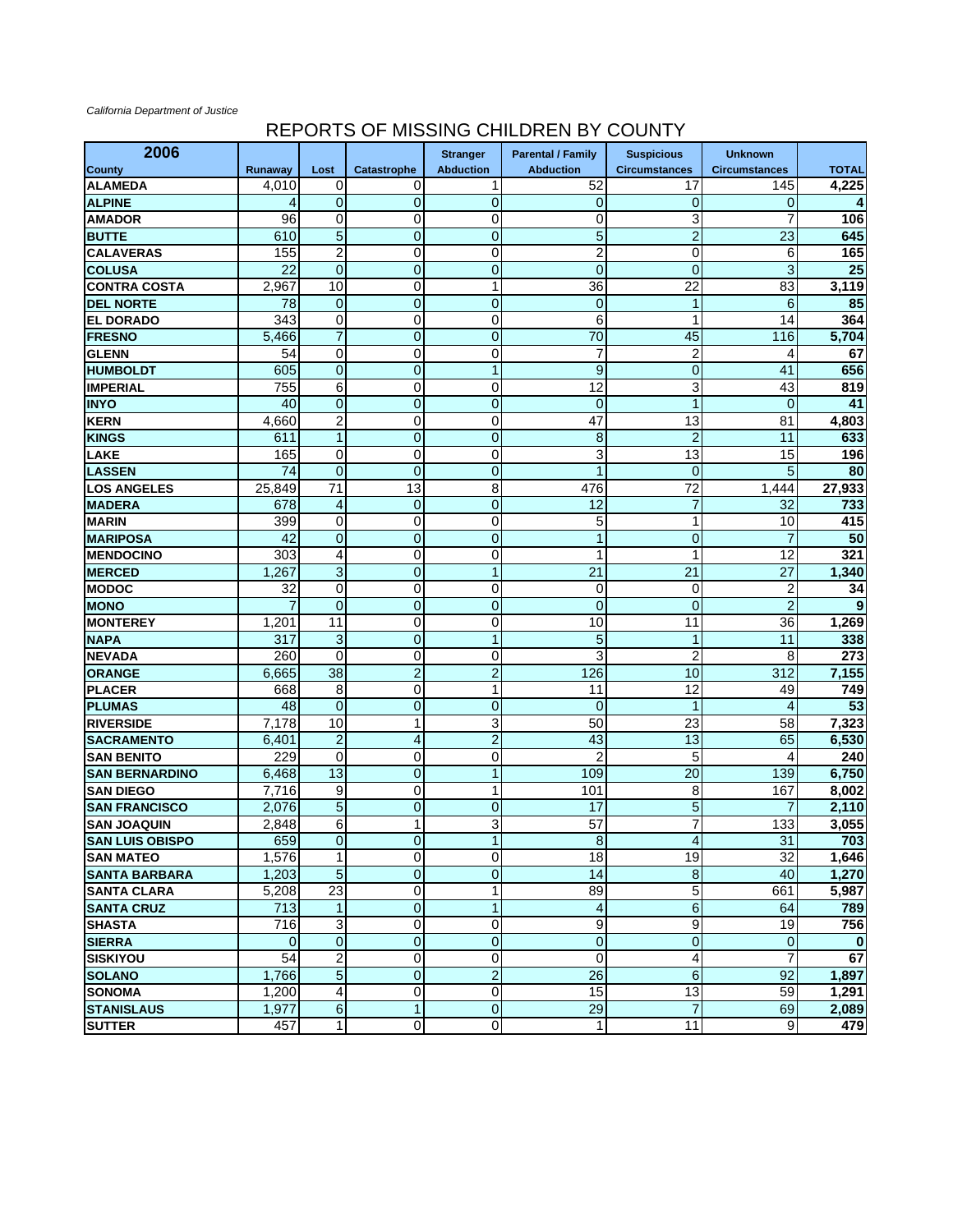*California Department of Justice*

# REPORTS OF MISSING CHILDREN BY COUNTY

| 2006<br>County | Runaway | Lost | Catastrophe | Stranger Abduction | Parental / Family Abduction | Suspicious Circumstances | Unknown Circumstances | TOTAL |
|---|---|---|---|---|---|---|---|---|
| ALAMEDA | 4,010 | 0 | 0 | 1 | 52 | 17 | 145 | 4,225 |
| ALPINE | 4 | 0 | 0 | 0 | 0 | 0 | 0 | 4 |
| AMADOR | 96 | 0 | 0 | 0 | 0 | 3 | 7 | 106 |
| BUTTE | 610 | 5 | 0 | 0 | 5 | 2 | 23 | 645 |
| CALAVERAS | 155 | 2 | 0 | 0 | 2 | 0 | 6 | 165 |
| COLUSA | 22 | 0 | 0 | 0 | 0 | 0 | 3 | 25 |
| CONTRA COSTA | 2,967 | 10 | 0 | 1 | 36 | 22 | 83 | 3,119 |
| DEL NORTE | 78 | 0 | 0 | 0 | 0 | 1 | 6 | 85 |
| EL DORADO | 343 | 0 | 0 | 0 | 6 | 1 | 14 | 364 |
| FRESNO | 5,466 | 7 | 0 | 0 | 70 | 45 | 116 | 5,704 |
| GLENN | 54 | 0 | 0 | 0 | 7 | 2 | 4 | 67 |
| HUMBOLDT | 605 | 0 | 0 | 1 | 9 | 0 | 41 | 656 |
| IMPERIAL | 755 | 6 | 0 | 0 | 12 | 3 | 43 | 819 |
| INYO | 40 | 0 | 0 | 0 | 0 | 1 | 0 | 41 |
| KERN | 4,660 | 2 | 0 | 0 | 47 | 13 | 81 | 4,803 |
| KINGS | 611 | 1 | 0 | 0 | 8 | 2 | 11 | 633 |
| LAKE | 165 | 0 | 0 | 0 | 3 | 13 | 15 | 196 |
| LASSEN | 74 | 0 | 0 | 0 | 1 | 0 | 5 | 80 |
| LOS ANGELES | 25,849 | 71 | 13 | 8 | 476 | 72 | 1,444 | 27,933 |
| MADERA | 678 | 4 | 0 | 0 | 12 | 7 | 32 | 733 |
| MARIN | 399 | 0 | 0 | 0 | 5 | 1 | 10 | 415 |
| MARIPOSA | 42 | 0 | 0 | 0 | 1 | 0 | 7 | 50 |
| MENDOCINO | 303 | 4 | 0 | 0 | 1 | 1 | 12 | 321 |
| MERCED | 1,267 | 3 | 0 | 1 | 21 | 21 | 27 | 1,340 |
| MODOC | 32 | 0 | 0 | 0 | 0 | 0 | 2 | 34 |
| MONO | 7 | 0 | 0 | 0 | 0 | 0 | 2 | 9 |
| MONTEREY | 1,201 | 11 | 0 | 0 | 10 | 11 | 36 | 1,269 |
| NAPA | 317 | 3 | 0 | 1 | 5 | 1 | 11 | 338 |
| NEVADA | 260 | 0 | 0 | 0 | 3 | 2 | 8 | 273 |
| ORANGE | 6,665 | 38 | 2 | 2 | 126 | 10 | 312 | 7,155 |
| PLACER | 668 | 8 | 0 | 1 | 11 | 12 | 49 | 749 |
| PLUMAS | 48 | 0 | 0 | 0 | 0 | 1 | 4 | 53 |
| RIVERSIDE | 7,178 | 10 | 1 | 3 | 50 | 23 | 58 | 7,323 |
| SACRAMENTO | 6,401 | 2 | 4 | 2 | 43 | 13 | 65 | 6,530 |
| SAN BENITO | 229 | 0 | 0 | 0 | 2 | 5 | 4 | 240 |
| SAN BERNARDINO | 6,468 | 13 | 0 | 1 | 109 | 20 | 139 | 6,750 |
| SAN DIEGO | 7,716 | 9 | 0 | 1 | 101 | 8 | 167 | 8,002 |
| SAN FRANCISCO | 2,076 | 5 | 0 | 0 | 17 | 5 | 7 | 2,110 |
| SAN JOAQUIN | 2,848 | 6 | 1 | 3 | 57 | 7 | 133 | 3,055 |
| SAN LUIS OBISPO | 659 | 0 | 0 | 1 | 8 | 4 | 31 | 703 |
| SAN MATEO | 1,576 | 1 | 0 | 0 | 18 | 19 | 32 | 1,646 |
| SANTA BARBARA | 1,203 | 5 | 0 | 0 | 14 | 8 | 40 | 1,270 |
| SANTA CLARA | 5,208 | 23 | 0 | 1 | 89 | 5 | 661 | 5,987 |
| SANTA CRUZ | 713 | 1 | 0 | 1 | 4 | 6 | 64 | 789 |
| SHASTA | 716 | 3 | 0 | 0 | 9 | 9 | 19 | 756 |
| SIERRA | 0 | 0 | 0 | 0 | 0 | 0 | 0 | 0 |
| SISKIYOU | 54 | 2 | 0 | 0 | 0 | 4 | 7 | 67 |
| SOLANO | 1,766 | 5 | 0 | 2 | 26 | 6 | 92 | 1,897 |
| SONOMA | 1,200 | 4 | 0 | 0 | 15 | 13 | 59 | 1,291 |
| STANISLAUS | 1,977 | 6 | 1 | 0 | 29 | 7 | 69 | 2,089 |
| SUTTER | 457 | 1 | 0 | 0 | 1 | 11 | 9 | 479 |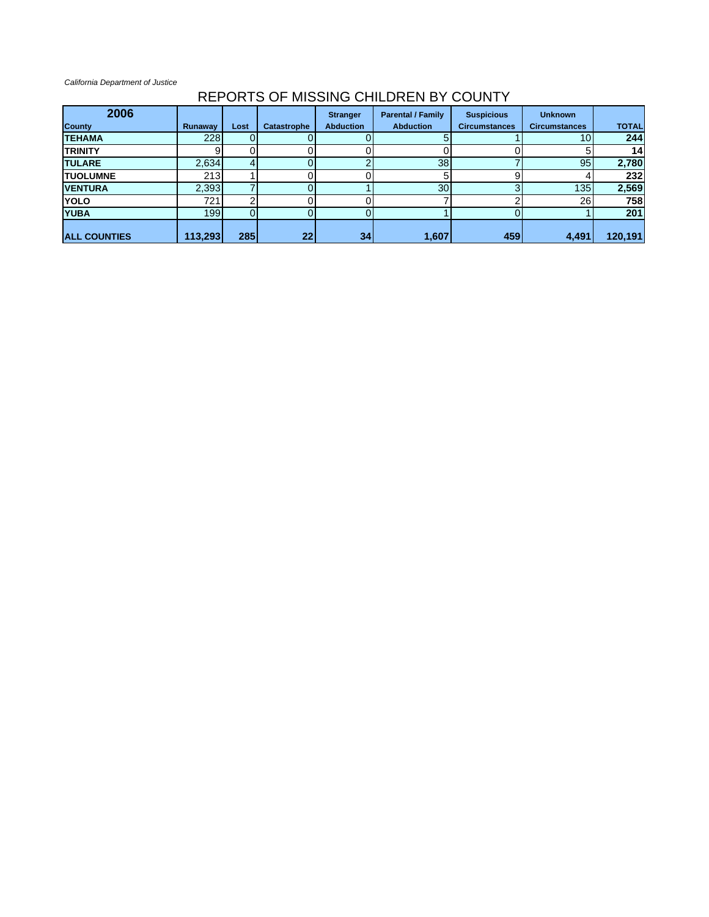*California Department of Justice*

# REPORTS OF MISSING CHILDREN BY COUNTY

| 2006 County | Runaway | Lost | Catastrophe | Stranger Abduction | Parental / Family Abduction | Suspicious Circumstances | Unknown Circumstances | TOTAL |
|---|---|---|---|---|---|---|---|---|
| **TEHAMA** | 228 | 0 | 0 | 0 | 5 | 1 | 10 | **244** |
| **TRINITY** | 9 | 0 | 0 | 0 | 0 | 0 | 5 | **14** |
| **TULARE** | 2,634 | 4 | 0 | 2 | 38 | 7 | 95 | **2,780** |
| **TUOLUMNE** | 213 | 1 | 0 | 0 | 5 | 9 | 4 | **232** |
| **VENTURA** | 2,393 | 7 | 0 | 1 | 30 | 3 | 135 | **2,569** |
| **YOLO** | 721 | 2 | 0 | 0 | 7 | 2 | 26 | **758** |
| **YUBA** | 199 | 0 | 0 | 0 | 1 | 0 | 1 | **201** |
| **ALL COUNTIES** | **113,293** | **285** | **22** | **34** | **1,607** | **459** | **4,491** | **120,191** |